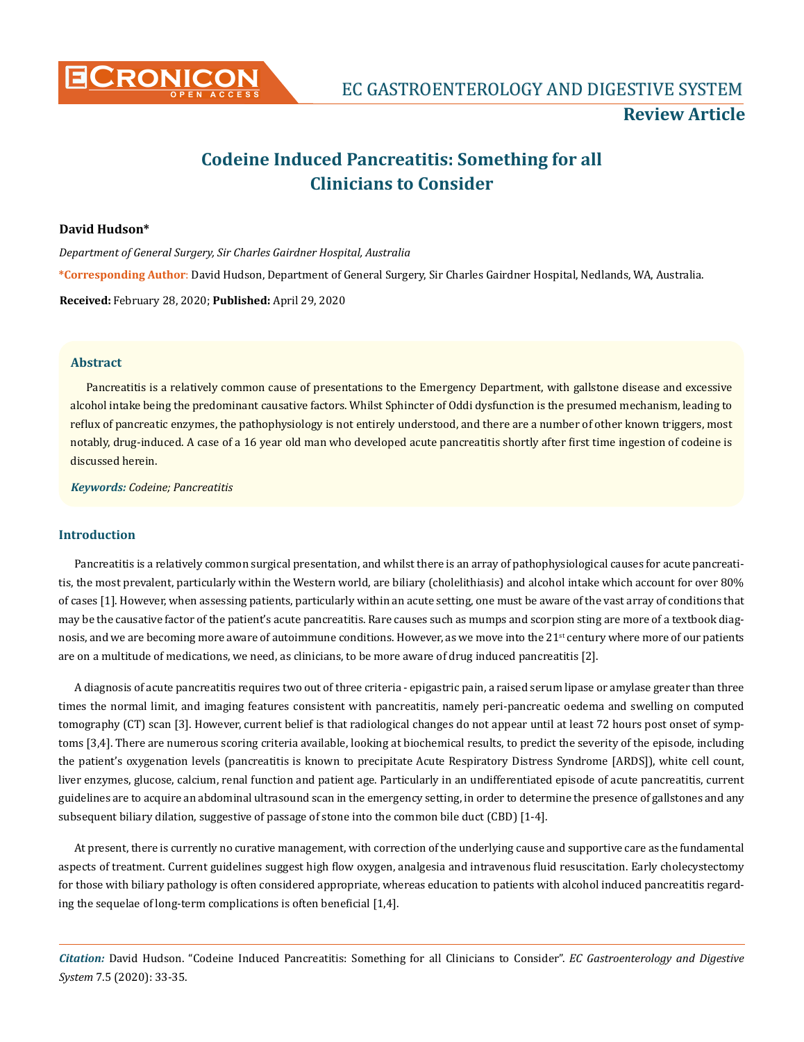# Codeine Induced Pancreatitis: Something for all Clinicians to Consider

**David Hudson***

*Department of General Surgery, Sir Charles Gairdner Hospital, Australia*

**\*Corresponding Author:** David Hudson, Department of General Surgery, Sir Charles Gairdner Hospital, Nedlands, WA, Australia.

**Received:** February 28, 2020; **Published:** April 29, 2020

## Abstract

Pancreatitis is a relatively common cause of presentations to the Emergency Department, with gallstone disease and excessive alcohol intake being the predominant causative factors. Whilst Sphincter of Oddi dysfunction is the presumed mechanism, leading to reflux of pancreatic enzymes, the pathophysiology is not entirely understood, and there are a number of other known triggers, most notably, drug-induced. A case of a 16 year old man who developed acute pancreatitis shortly after first time ingestion of codeine is discussed herein.

***Keywords:*** *Codeine; Pancreatitis*

## Introduction

Pancreatitis is a relatively common surgical presentation, and whilst there is an array of pathophysiological causes for acute pancreatitis, the most prevalent, particularly within the Western world, are biliary (cholelithiasis) and alcohol intake which account for over 80% of cases [1]. However, when assessing patients, particularly within an acute setting, one must be aware of the vast array of conditions that may be the causative factor of the patient's acute pancreatitis. Rare causes such as mumps and scorpion sting are more of a textbook diagnosis, and we are becoming more aware of autoimmune conditions. However, as we move into the 21st century where more of our patients are on a multitude of medications, we need, as clinicians, to be more aware of drug induced pancreatitis [2].

A diagnosis of acute pancreatitis requires two out of three criteria - epigastric pain, a raised serum lipase or amylase greater than three times the normal limit, and imaging features consistent with pancreatitis, namely peri-pancreatic oedema and swelling on computed tomography (CT) scan [3]. However, current belief is that radiological changes do not appear until at least 72 hours post onset of symptoms [3,4]. There are numerous scoring criteria available, looking at biochemical results, to predict the severity of the episode, including the patient's oxygenation levels (pancreatitis is known to precipitate Acute Respiratory Distress Syndrome [ARDS]), white cell count, liver enzymes, glucose, calcium, renal function and patient age. Particularly in an undifferentiated episode of acute pancreatitis, current guidelines are to acquire an abdominal ultrasound scan in the emergency setting, in order to determine the presence of gallstones and any subsequent biliary dilation, suggestive of passage of stone into the common bile duct (CBD) [1-4].

At present, there is currently no curative management, with correction of the underlying cause and supportive care as the fundamental aspects of treatment. Current guidelines suggest high flow oxygen, analgesia and intravenous fluid resuscitation. Early cholecystectomy for those with biliary pathology is often considered appropriate, whereas education to patients with alcohol induced pancreatitis regarding the sequelae of long-term complications is often beneficial [1,4].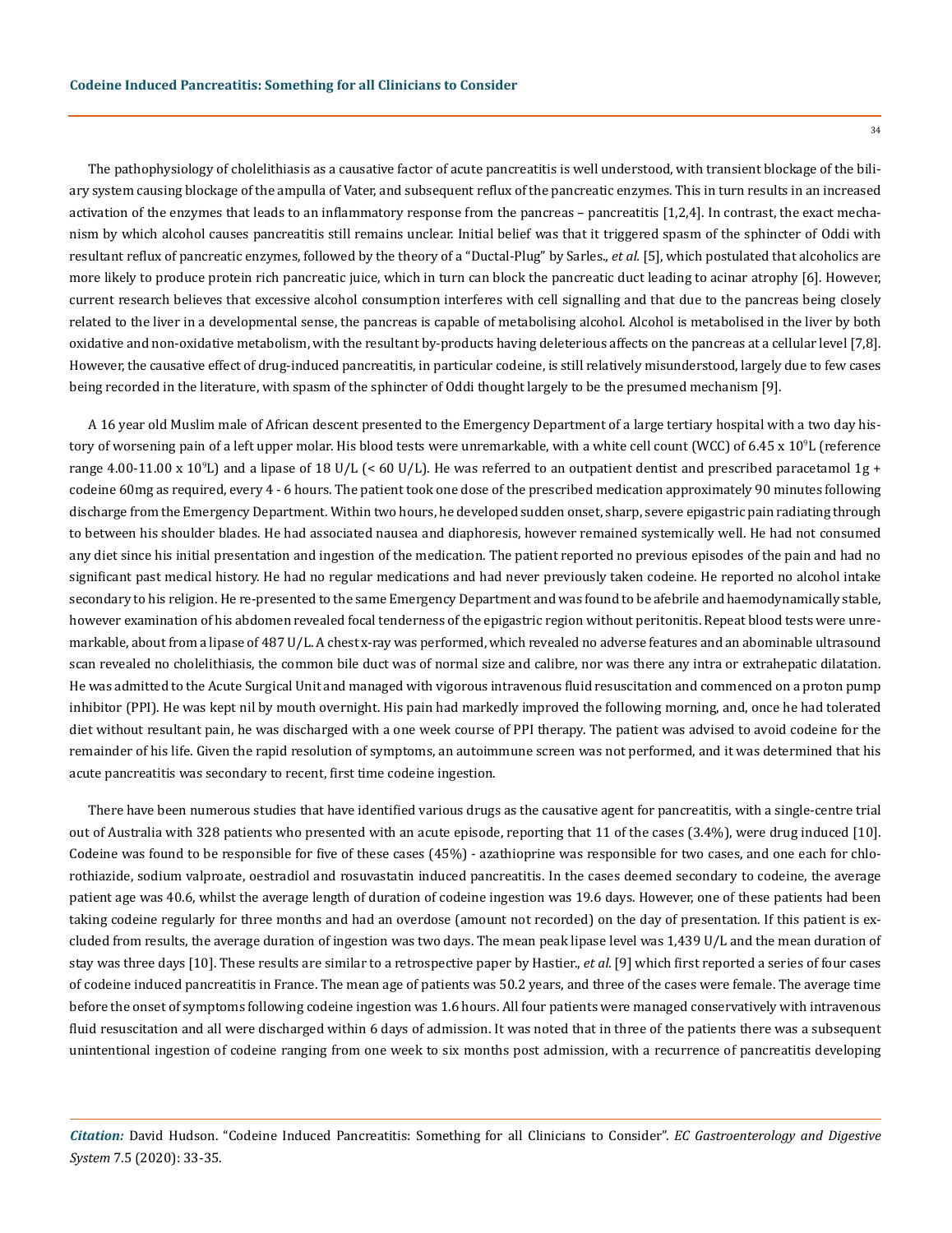The pathophysiology of cholelithiasis as a causative factor of acute pancreatitis is well understood, with transient blockage of the biliary system causing blockage of the ampulla of Vater, and subsequent reflux of the pancreatic enzymes. This in turn results in an increased activation of the enzymes that leads to an inflammatory response from the pancreas – pancreatitis [1,2,4]. In contrast, the exact mechanism by which alcohol causes pancreatitis still remains unclear. Initial belief was that it triggered spasm of the sphincter of Oddi with resultant reflux of pancreatic enzymes, followed by the theory of a "Ductal-Plug" by Sarles., *et al.* [5], which postulated that alcoholics are more likely to produce protein rich pancreatic juice, which in turn can block the pancreatic duct leading to acinar atrophy [6]. However, current research believes that excessive alcohol consumption interferes with cell signalling and that due to the pancreas being closely related to the liver in a developmental sense, the pancreas is capable of metabolising alcohol. Alcohol is metabolised in the liver by both oxidative and non-oxidative metabolism, with the resultant by-products having deleterious affects on the pancreas at a cellular level [7,8]. However, the causative effect of drug-induced pancreatitis, in particular codeine, is still relatively misunderstood, largely due to few cases being recorded in the literature, with spasm of the sphincter of Oddi thought largely to be the presumed mechanism [9].

A 16 year old Muslim male of African descent presented to the Emergency Department of a large tertiary hospital with a two day history of worsening pain of a left upper molar. His blood tests were unremarkable, with a white cell count (WCC) of 6.45 x $10^9$L (reference range 4.00-11.00 x $10^9$L) and a lipase of 18 U/L (< 60 U/L). He was referred to an outpatient dentist and prescribed paracetamol 1g + codeine 60mg as required, every 4 - 6 hours. The patient took one dose of the prescribed medication approximately 90 minutes following discharge from the Emergency Department. Within two hours, he developed sudden onset, sharp, severe epigastric pain radiating through to between his shoulder blades. He had associated nausea and diaphoresis, however remained systemically well. He had not consumed any diet since his initial presentation and ingestion of the medication. The patient reported no previous episodes of the pain and had no significant past medical history. He had no regular medications and had never previously taken codeine. He reported no alcohol intake secondary to his religion. He re-presented to the same Emergency Department and was found to be afebrile and haemodynamically stable, however examination of his abdomen revealed focal tenderness of the epigastric region without peritonitis. Repeat blood tests were unremarkable, about from a lipase of 487 U/L. A chest x-ray was performed, which revealed no adverse features and an abominable ultrasound scan revealed no cholelithiasis, the common bile duct was of normal size and calibre, nor was there any intra or extrahepatic dilatation. He was admitted to the Acute Surgical Unit and managed with vigorous intravenous fluid resuscitation and commenced on a proton pump inhibitor (PPI). He was kept nil by mouth overnight. His pain had markedly improved the following morning, and, once he had tolerated diet without resultant pain, he was discharged with a one week course of PPI therapy. The patient was advised to avoid codeine for the remainder of his life. Given the rapid resolution of symptoms, an autoimmune screen was not performed, and it was determined that his acute pancreatitis was secondary to recent, first time codeine ingestion.

There have been numerous studies that have identified various drugs as the causative agent for pancreatitis, with a single-centre trial out of Australia with 328 patients who presented with an acute episode, reporting that 11 of the cases (3.4%), were drug induced [10]. Codeine was found to be responsible for five of these cases (45%) - azathioprine was responsible for two cases, and one each for chlorothiazide, sodium valproate, oestradiol and rosuvastatin induced pancreatitis. In the cases deemed secondary to codeine, the average patient age was 40.6, whilst the average length of duration of codeine ingestion was 19.6 days. However, one of these patients had been taking codeine regularly for three months and had an overdose (amount not recorded) on the day of presentation. If this patient is excluded from results, the average duration of ingestion was two days. The mean peak lipase level was 1,439 U/L and the mean duration of stay was three days [10]. These results are similar to a retrospective paper by Hastier., *et al.* [9] which first reported a series of four cases of codeine induced pancreatitis in France. The mean age of patients was 50.2 years, and three of the cases were female. The average time before the onset of symptoms following codeine ingestion was 1.6 hours. All four patients were managed conservatively with intravenous fluid resuscitation and all were discharged within 6 days of admission. It was noted that in three of the patients there was a subsequent unintentional ingestion of codeine ranging from one week to six months post admission, with a recurrence of pancreatitis developing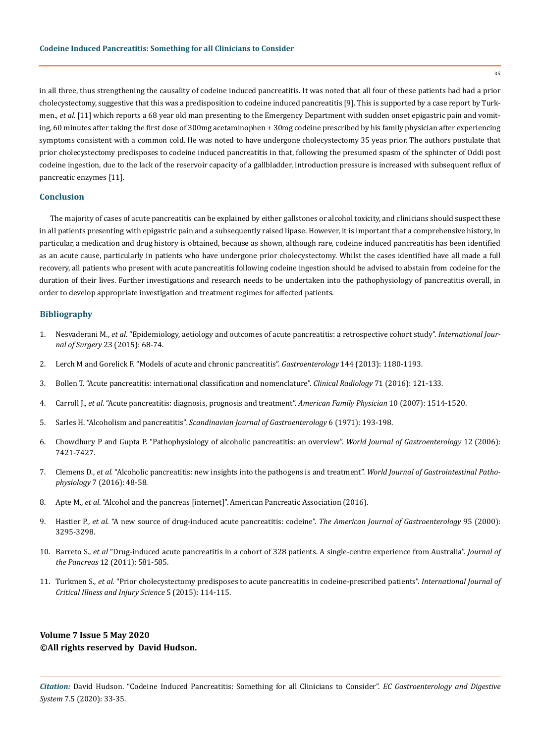in all three, thus strengthening the causality of codeine induced pancreatitis. It was noted that all four of these patients had had a prior cholecystectomy, suggestive that this was a predisposition to codeine induced pancreatitis [9]. This is supported by a case report by Turkmen., *et al*. [11] which reports a 68 year old man presenting to the Emergency Department with sudden onset epigastric pain and vomiting, 60 minutes after taking the first dose of 300mg acetaminophen + 30mg codeine prescribed by his family physician after experiencing symptoms consistent with a common cold. He was noted to have undergone cholecystectomy 35 yeas prior. The authors postulate that prior cholecystectomy predisposes to codeine induced pancreatitis in that, following the presumed spasm of the sphincter of Oddi post codeine ingestion, due to the lack of the reservoir capacity of a gallbladder, introduction pressure is increased with subsequent reflux of pancreatic enzymes [11].

## Conclusion

The majority of cases of acute pancreatitis can be explained by either gallstones or alcohol toxicity, and clinicians should suspect these in all patients presenting with epigastric pain and a subsequently raised lipase. However, it is important that a comprehensive history, in particular, a medication and drug history is obtained, because as shown, although rare, codeine induced pancreatitis has been identified as an acute cause, particularly in patients who have undergone prior cholecystectomy. Whilst the cases identified have all made a full recovery, all patients who present with acute pancreatitis following codeine ingestion should be advised to abstain from codeine for the duration of their lives. Further investigations and research needs to be undertaken into the pathophysiology of pancreatitis overall, in order to develop appropriate investigation and treatment regimes for affected patients.

## Bibliography

1. Nesvaderani M., *et al*. "Epidemiology, aetiology and outcomes of acute pancreatitis: a retrospective cohort study". *International Journal of Surgery* 23 (2015): 68-74.
2. Lerch M and Gorelick F. "Models of acute and chronic pancreatitis". *Gastroenterology* 144 (2013): 1180-1193.
3. Bollen T. "Acute pancreatitis: international classification and nomenclature". *Clinical Radiology* 71 (2016): 121-133.
4. Carroll J., *et al*. "Acute pancreatitis: diagnosis, prognosis and treatment". *American Family Physician* 10 (2007): 1514-1520.
5. Sarles H. "Alcoholism and pancreatitis". *Scandinavian Journal of Gastroenterology* 6 (1971): 193-198.
6. Chowdhury P and Gupta P. "Pathophysiology of alcoholic pancreatitis: an overview". *World Journal of Gastroenterology* 12 (2006): 7421-7427.
7. Clemens D., *et al*. "Alcoholic pancreatitis: new insights into the pathogens is and treatment". *World Journal of Gastrointestinal Pathophysiology* 7 (2016): 48-58.
8. Apte M., *et al*. "Alcohol and the pancreas [internet]". American Pancreatic Association (2016).
9. Hastier P., *et al*. "A new source of drug-induced acute pancreatitis: codeine". *The American Journal of Gastroenterology* 95 (2000): 3295-3298.
10. Barreto S., *et al* "Drug-induced acute pancreatitis in a cohort of 328 patients. A single-centre experience from Australia". *Journal of the Pancreas* 12 (2011): 581-585.
11. Turkmen S., *et al*. "Prior cholecystectomy predisposes to acute pancreatitis in codeine-prescribed patients". *International Journal of Critical Illness and Injury Science* 5 (2015): 114-115.

**Volume 7 Issue 5 May 2020**
**©All rights reserved by David Hudson.**